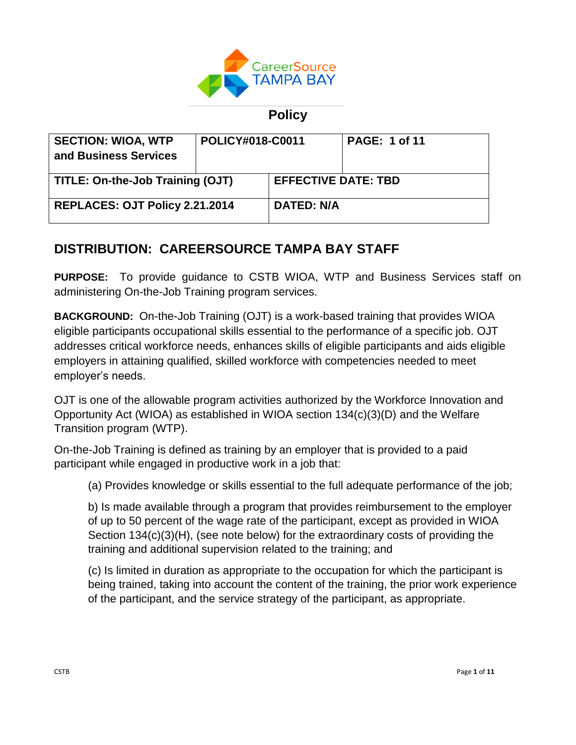CareerSource TAMPA BAY

## Policy

| SECTION: WIOA, WTP and Business Services | POLICY#018-C0011 | PAGE: 1 of 11 |
|---|---|---|
| TITLE: On-the-Job Training (OJT) | EFFECTIVE DATE: TBD | |
| REPLACES: OJT Policy 2.21.2014 | DATED: N/A | |

## DISTRIBUTION: CAREERSOURCE TAMPA BAY STAFF

**PURPOSE:** To provide guidance to CSTB WIOA, WTP and Business Services staff on administering On-the-Job Training program services.

**BACKGROUND:** On-the-Job Training (OJT) is a work-based training that provides WIOA eligible participants occupational skills essential to the performance of a specific job. OJT addresses critical workforce needs, enhances skills of eligible participants and aids eligible employers in attaining qualified, skilled workforce with competencies needed to meet employer's needs.

OJT is one of the allowable program activities authorized by the Workforce Innovation and Opportunity Act (WIOA) as established in WIOA section 134(c)(3)(D) and the Welfare Transition program (WTP).

On-the-Job Training is defined as training by an employer that is provided to a paid participant while engaged in productive work in a job that:

(a) Provides knowledge or skills essential to the full adequate performance of the job;

b) Is made available through a program that provides reimbursement to the employer of up to 50 percent of the wage rate of the participant, except as provided in WIOA Section 134(c)(3)(H), (see note below) for the extraordinary costs of providing the training and additional supervision related to the training; and

(c) Is limited in duration as appropriate to the occupation for which the participant is being trained, taking into account the content of the training, the prior work experience of the participant, and the service strategy of the participant, as appropriate.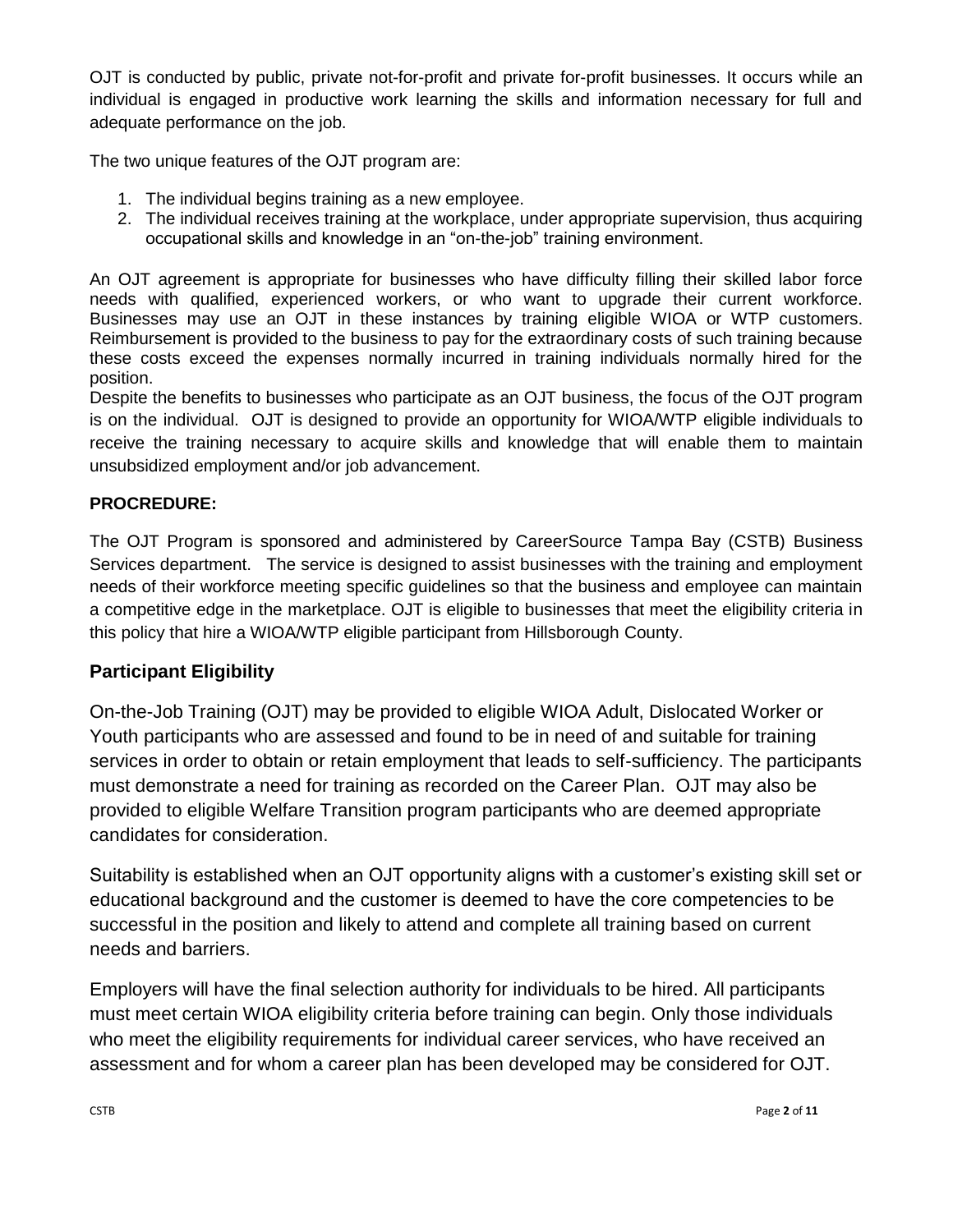OJT is conducted by public, private not-for-profit and private for-profit businesses. It occurs while an individual is engaged in productive work learning the skills and information necessary for full and adequate performance on the job.

The two unique features of the OJT program are:

1. The individual begins training as a new employee.
2. The individual receives training at the workplace, under appropriate supervision, thus acquiring occupational skills and knowledge in an "on-the-job" training environment.

An OJT agreement is appropriate for businesses who have difficulty filling their skilled labor force needs with qualified, experienced workers, or who want to upgrade their current workforce. Businesses may use an OJT in these instances by training eligible WIOA or WTP customers. Reimbursement is provided to the business to pay for the extraordinary costs of such training because these costs exceed the expenses normally incurred in training individuals normally hired for the position.

Despite the benefits to businesses who participate as an OJT business, the focus of the OJT program is on the individual. OJT is designed to provide an opportunity for WIOA/WTP eligible individuals to receive the training necessary to acquire skills and knowledge that will enable them to maintain unsubsidized employment and/or job advancement.

**PROCREDURE:**

The OJT Program is sponsored and administered by CareerSource Tampa Bay (CSTB) Business Services department. The service is designed to assist businesses with the training and employment needs of their workforce meeting specific guidelines so that the business and employee can maintain a competitive edge in the marketplace. OJT is eligible to businesses that meet the eligibility criteria in this policy that hire a WIOA/WTP eligible participant from Hillsborough County.

## Participant Eligibility

On-the-Job Training (OJT) may be provided to eligible WIOA Adult, Dislocated Worker or Youth participants who are assessed and found to be in need of and suitable for training services in order to obtain or retain employment that leads to self-sufficiency. The participants must demonstrate a need for training as recorded on the Career Plan. OJT may also be provided to eligible Welfare Transition program participants who are deemed appropriate candidates for consideration.

Suitability is established when an OJT opportunity aligns with a customer's existing skill set or educational background and the customer is deemed to have the core competencies to be successful in the position and likely to attend and complete all training based on current needs and barriers.

Employers will have the final selection authority for individuals to be hired. All participants must meet certain WIOA eligibility criteria before training can begin. Only those individuals who meet the eligibility requirements for individual career services, who have received an assessment and for whom a career plan has been developed may be considered for OJT.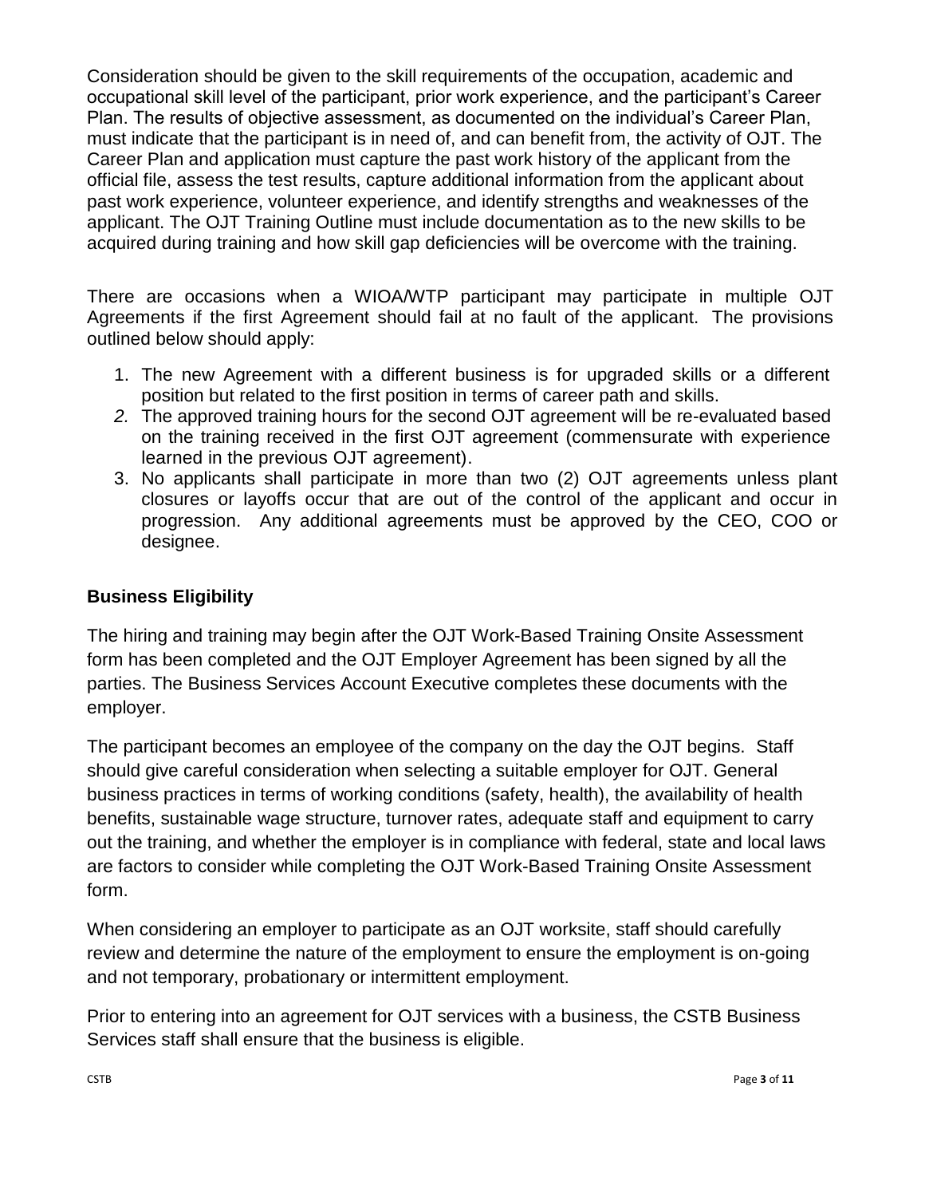Consideration should be given to the skill requirements of the occupation, academic and occupational skill level of the participant, prior work experience, and the participant's Career Plan. The results of objective assessment, as documented on the individual's Career Plan, must indicate that the participant is in need of, and can benefit from, the activity of OJT. The Career Plan and application must capture the past work history of the applicant from the official file, assess the test results, capture additional information from the applicant about past work experience, volunteer experience, and identify strengths and weaknesses of the applicant. The OJT Training Outline must include documentation as to the new skills to be acquired during training and how skill gap deficiencies will be overcome with the training.

There are occasions when a WIOA/WTP participant may participate in multiple OJT Agreements if the first Agreement should fail at no fault of the applicant. The provisions outlined below should apply:

1. The new Agreement with a different business is for upgraded skills or a different position but related to the first position in terms of career path and skills.
2. The approved training hours for the second OJT agreement will be re-evaluated based on the training received in the first OJT agreement (commensurate with experience learned in the previous OJT agreement).
3. No applicants shall participate in more than two (2) OJT agreements unless plant closures or layoffs occur that are out of the control of the applicant and occur in progression. Any additional agreements must be approved by the CEO, COO or designee.

**Business Eligibility**

The hiring and training may begin after the OJT Work-Based Training Onsite Assessment form has been completed and the OJT Employer Agreement has been signed by all the parties. The Business Services Account Executive completes these documents with the employer.

The participant becomes an employee of the company on the day the OJT begins. Staff should give careful consideration when selecting a suitable employer for OJT. General business practices in terms of working conditions (safety, health), the availability of health benefits, sustainable wage structure, turnover rates, adequate staff and equipment to carry out the training, and whether the employer is in compliance with federal, state and local laws are factors to consider while completing the OJT Work-Based Training Onsite Assessment form.

When considering an employer to participate as an OJT worksite, staff should carefully review and determine the nature of the employment to ensure the employment is on-going and not temporary, probationary or intermittent employment.

Prior to entering into an agreement for OJT services with a business, the CSTB Business Services staff shall ensure that the business is eligible.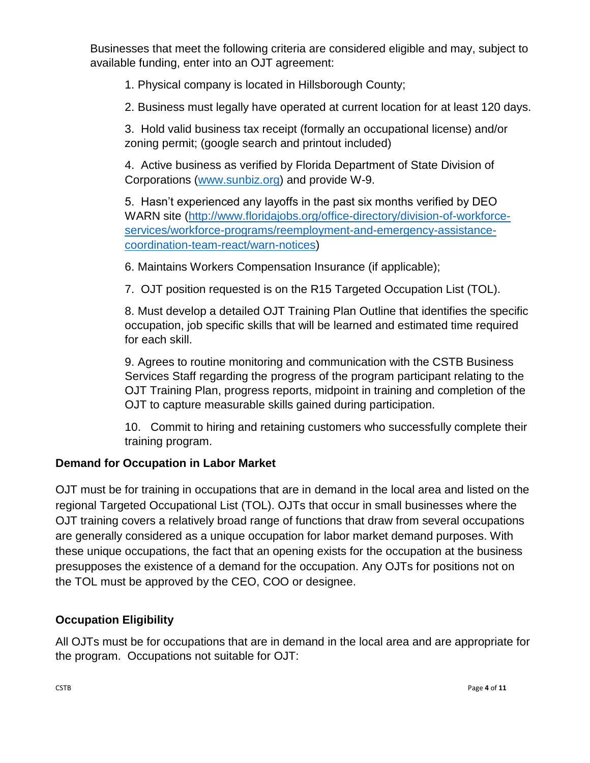Businesses that meet the following criteria are considered eligible and may, subject to available funding, enter into an OJT agreement:

1. Physical company is located in Hillsborough County;

2. Business must legally have operated at current location for at least 120 days.

3. Hold valid business tax receipt (formally an occupational license) and/or zoning permit; (google search and printout included)

4. Active business as verified by Florida Department of State Division of Corporations ([www.sunbiz.org](http://www.sunbiz.org)) and provide W-9.

5. Hasn't experienced any layoffs in the past six months verified by DEO WARN site (http://www.floridajobs.org/office-directory/division-of-workforce-services/workforce-programs/reemployment-and-emergency-assistance-coordination-team-react/warn-notices)

6. Maintains Workers Compensation Insurance (if applicable);

7. OJT position requested is on the R15 Targeted Occupation List (TOL).

8. Must develop a detailed OJT Training Plan Outline that identifies the specific occupation, job specific skills that will be learned and estimated time required for each skill.

9. Agrees to routine monitoring and communication with the CSTB Business Services Staff regarding the progress of the program participant relating to the OJT Training Plan, progress reports, midpoint in training and completion of the OJT to capture measurable skills gained during participation.

10. Commit to hiring and retaining customers who successfully complete their training program.

**Demand for Occupation in Labor Market**

OJT must be for training in occupations that are in demand in the local area and listed on the regional Targeted Occupational List (TOL). OJTs that occur in small businesses where the OJT training covers a relatively broad range of functions that draw from several occupations are generally considered as a unique occupation for labor market demand purposes. With these unique occupations, the fact that an opening exists for the occupation at the business presupposes the existence of a demand for the occupation. Any OJTs for positions not on the TOL must be approved by the CEO, COO or designee.

**Occupation Eligibility**

All OJTs must be for occupations that are in demand in the local area and are appropriate for the program. Occupations not suitable for OJT: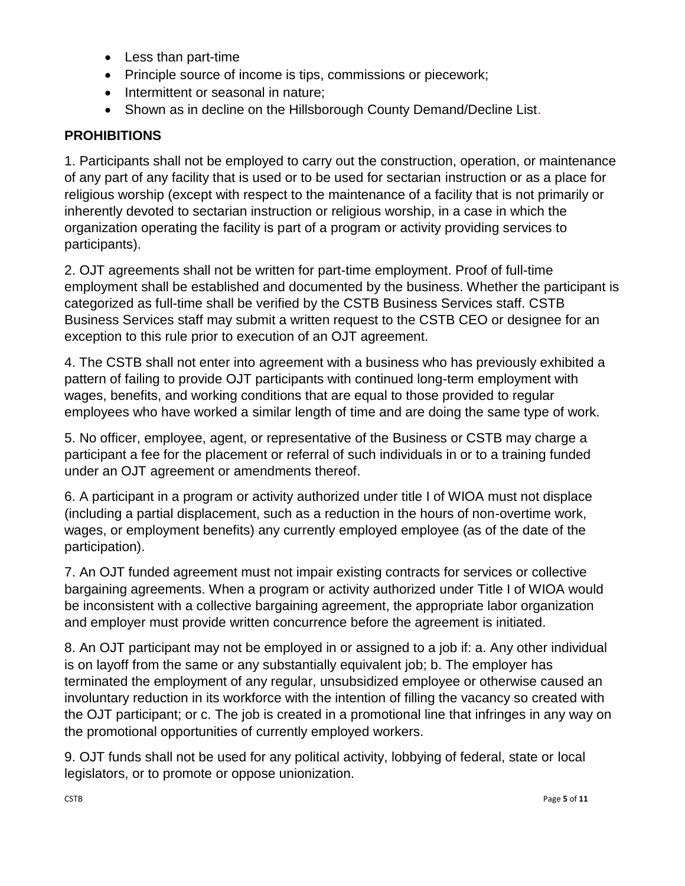- Less than part-time
- Principle source of income is tips, commissions or piecework;
- Intermittent or seasonal in nature;
- Shown as in decline on the Hillsborough County Demand/Decline List.

**PROHIBITIONS**

1. Participants shall not be employed to carry out the construction, operation, or maintenance of any part of any facility that is used or to be used for sectarian instruction or as a place for religious worship (except with respect to the maintenance of a facility that is not primarily or inherently devoted to sectarian instruction or religious worship, in a case in which the organization operating the facility is part of a program or activity providing services to participants).

2. OJT agreements shall not be written for part-time employment. Proof of full-time employment shall be established and documented by the business. Whether the participant is categorized as full-time shall be verified by the CSTB Business Services staff. CSTB Business Services staff may submit a written request to the CSTB CEO or designee for an exception to this rule prior to execution of an OJT agreement.

4. The CSTB shall not enter into agreement with a business who has previously exhibited a pattern of failing to provide OJT participants with continued long-term employment with wages, benefits, and working conditions that are equal to those provided to regular employees who have worked a similar length of time and are doing the same type of work.

5. No officer, employee, agent, or representative of the Business or CSTB may charge a participant a fee for the placement or referral of such individuals in or to a training funded under an OJT agreement or amendments thereof.

6. A participant in a program or activity authorized under title I of WIOA must not displace (including a partial displacement, such as a reduction in the hours of non-overtime work, wages, or employment benefits) any currently employed employee (as of the date of the participation).

7. An OJT funded agreement must not impair existing contracts for services or collective bargaining agreements. When a program or activity authorized under Title I of WIOA would be inconsistent with a collective bargaining agreement, the appropriate labor organization and employer must provide written concurrence before the agreement is initiated.

8. An OJT participant may not be employed in or assigned to a job if: a. Any other individual is on layoff from the same or any substantially equivalent job; b. The employer has terminated the employment of any regular, unsubsidized employee or otherwise caused an involuntary reduction in its workforce with the intention of filling the vacancy so created with the OJT participant; or c. The job is created in a promotional line that infringes in any way on the promotional opportunities of currently employed workers.

9. OJT funds shall not be used for any political activity, lobbying of federal, state or local legislators, or to promote or oppose unionization.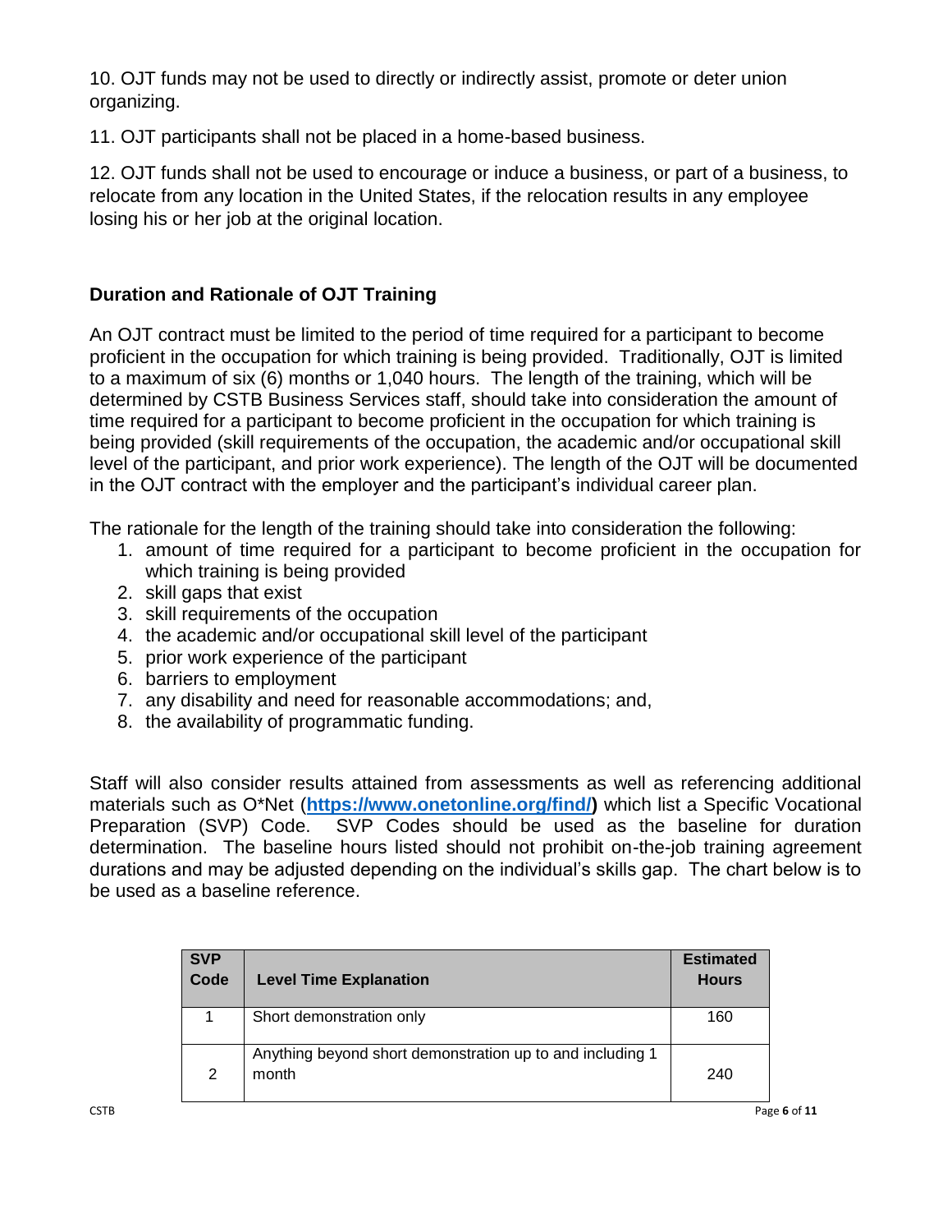10. OJT funds may not be used to directly or indirectly assist, promote or deter union organizing.

11. OJT participants shall not be placed in a home-based business.

12. OJT funds shall not be used to encourage or induce a business, or part of a business, to relocate from any location in the United States, if the relocation results in any employee losing his or her job at the original location.

## Duration and Rationale of OJT Training

An OJT contract must be limited to the period of time required for a participant to become proficient in the occupation for which training is being provided. Traditionally, OJT is limited to a maximum of six (6) months or 1,040 hours. The length of the training, which will be determined by CSTB Business Services staff, should take into consideration the amount of time required for a participant to become proficient in the occupation for which training is being provided (skill requirements of the occupation, the academic and/or occupational skill level of the participant, and prior work experience). The length of the OJT will be documented in the OJT contract with the employer and the participant's individual career plan.

The rationale for the length of the training should take into consideration the following:

1. amount of time required for a participant to become proficient in the occupation for which training is being provided
2. skill gaps that exist
3. skill requirements of the occupation
4. the academic and/or occupational skill level of the participant
5. prior work experience of the participant
6. barriers to employment
7. any disability and need for reasonable accommodations; and,
8. the availability of programmatic funding.

Staff will also consider results attained from assessments as well as referencing additional materials such as O*Net (**https://www.onetonline.org/find/**) which list a Specific Vocational Preparation (SVP) Code. SVP Codes should be used as the baseline for duration determination. The baseline hours listed should not prohibit on-the-job training agreement durations and may be adjusted depending on the individual's skills gap. The chart below is to be used as a baseline reference.

| SVP Code | Level Time Explanation | Estimated Hours |
|---|---|---|
| 1 | Short demonstration only | 160 |
| 2 | Anything beyond short demonstration up to and including 1 month | 240 |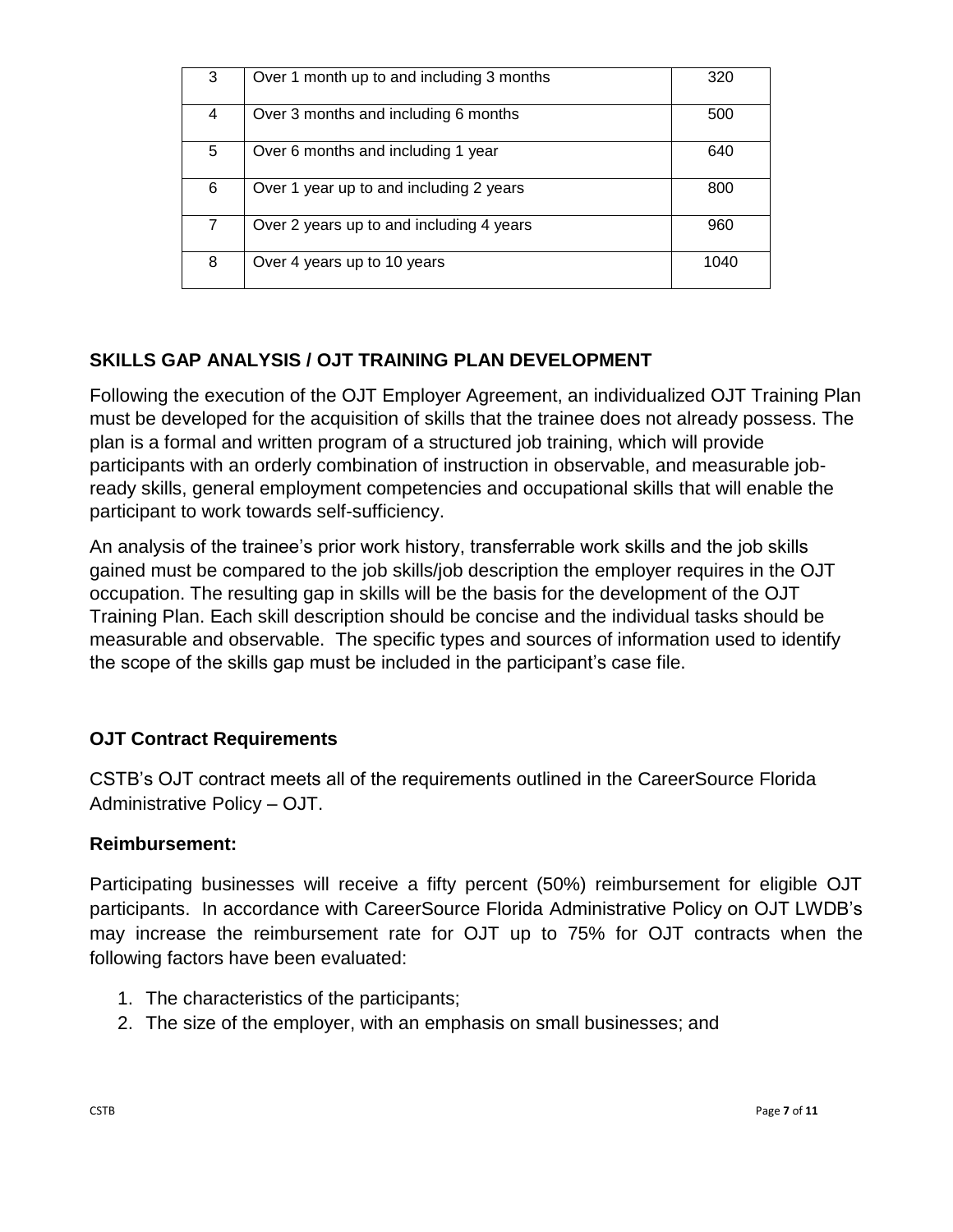| 3 | Over 1 month up to and including 3 months | 320 |
|---|---|---|
| 4 | Over 3 months and including 6 months | 500 |
| 5 | Over 6 months and including 1 year | 640 |
| 6 | Over 1 year up to and including 2 years | 800 |
| 7 | Over 2 years up to and including 4 years | 960 |
| 8 | Over 4 years up to 10 years | 1040 |

## SKILLS GAP ANALYSIS / OJT TRAINING PLAN DEVELOPMENT

Following the execution of the OJT Employer Agreement, an individualized OJT Training Plan must be developed for the acquisition of skills that the trainee does not already possess. The plan is a formal and written program of a structured job training, which will provide participants with an orderly combination of instruction in observable, and measurable job-ready skills, general employment competencies and occupational skills that will enable the participant to work towards self-sufficiency.

An analysis of the trainee's prior work history, transferrable work skills and the job skills gained must be compared to the job skills/job description the employer requires in the OJT occupation. The resulting gap in skills will be the basis for the development of the OJT Training Plan. Each skill description should be concise and the individual tasks should be measurable and observable. The specific types and sources of information used to identify the scope of the skills gap must be included in the participant's case file.

### OJT Contract Requirements

CSTB's OJT contract meets all of the requirements outlined in the CareerSource Florida Administrative Policy – OJT.

**Reimbursement:**

Participating businesses will receive a fifty percent (50%) reimbursement for eligible OJT participants. In accordance with CareerSource Florida Administrative Policy on OJT LWDB's may increase the reimbursement rate for OJT up to 75% for OJT contracts when the following factors have been evaluated:

1. The characteristics of the participants;
2. The size of the employer, with an emphasis on small businesses; and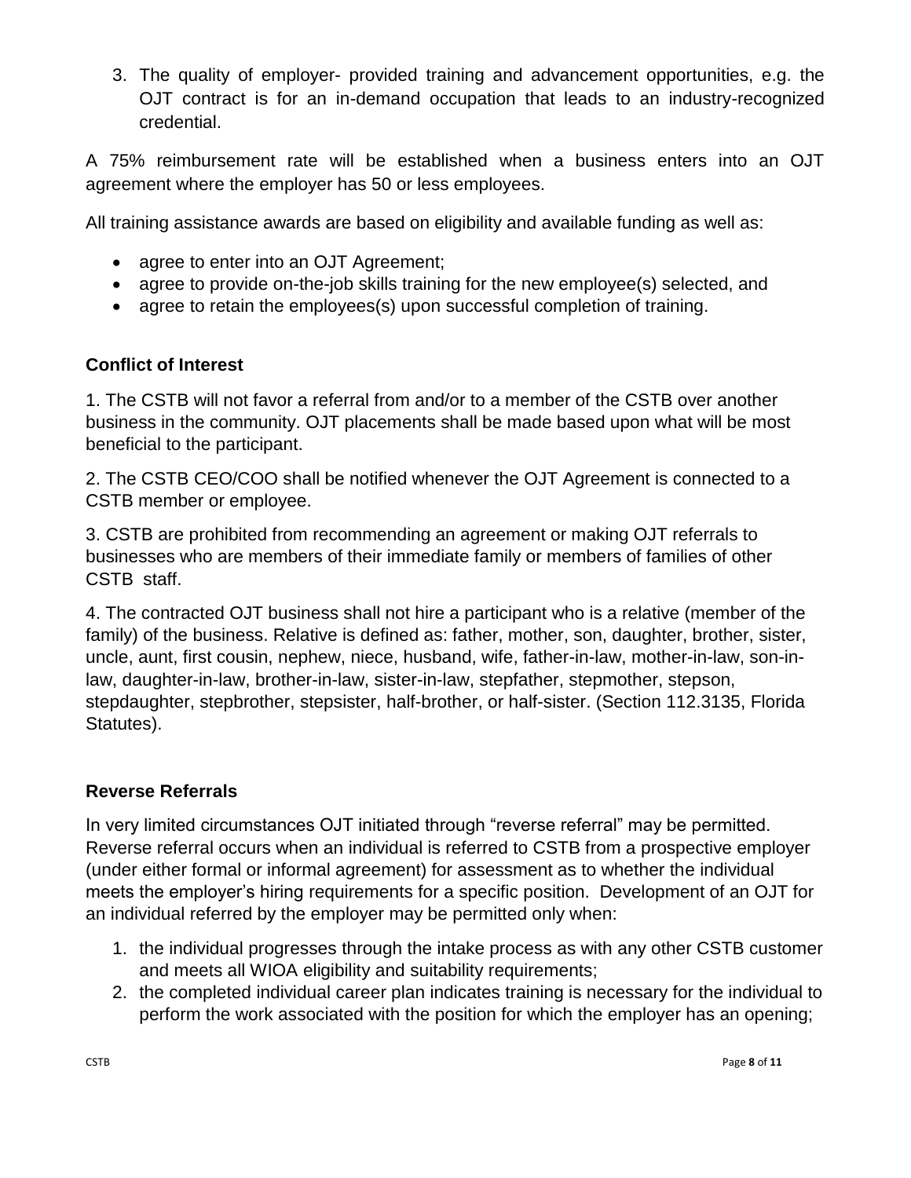3. The quality of employer- provided training and advancement opportunities, e.g. the OJT contract is for an in-demand occupation that leads to an industry-recognized credential.

A 75% reimbursement rate will be established when a business enters into an OJT agreement where the employer has 50 or less employees.

All training assistance awards are based on eligibility and available funding as well as:

- agree to enter into an OJT Agreement;
- agree to provide on-the-job skills training for the new employee(s) selected, and
- agree to retain the employees(s) upon successful completion of training.

**Conflict of Interest**

1. The CSTB will not favor a referral from and/or to a member of the CSTB over another business in the community. OJT placements shall be made based upon what will be most beneficial to the participant.

2. The CSTB CEO/COO shall be notified whenever the OJT Agreement is connected to a CSTB member or employee.

3. CSTB are prohibited from recommending an agreement or making OJT referrals to businesses who are members of their immediate family or members of families of other CSTB staff.

4. The contracted OJT business shall not hire a participant who is a relative (member of the family) of the business. Relative is defined as: father, mother, son, daughter, brother, sister, uncle, aunt, first cousin, nephew, niece, husband, wife, father-in-law, mother-in-law, son-in-law, daughter-in-law, brother-in-law, sister-in-law, stepfather, stepmother, stepson, stepdaughter, stepbrother, stepsister, half-brother, or half-sister. (Section 112.3135, Florida Statutes).

**Reverse Referrals**

In very limited circumstances OJT initiated through "reverse referral" may be permitted. Reverse referral occurs when an individual is referred to CSTB from a prospective employer (under either formal or informal agreement) for assessment as to whether the individual meets the employer's hiring requirements for a specific position. Development of an OJT for an individual referred by the employer may be permitted only when:

1. the individual progresses through the intake process as with any other CSTB customer and meets all WIOA eligibility and suitability requirements;
2. the completed individual career plan indicates training is necessary for the individual to perform the work associated with the position for which the employer has an opening;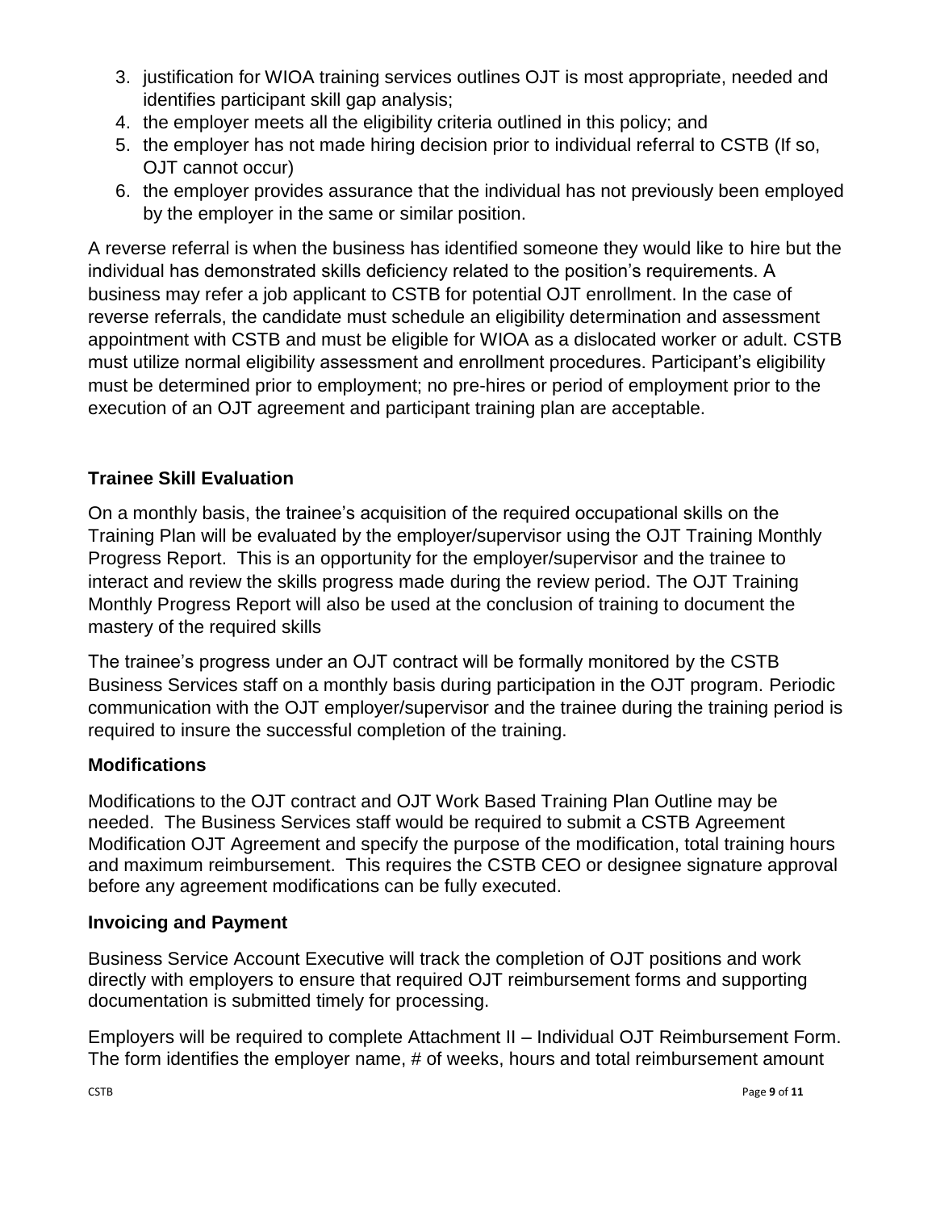3. justification for WIOA training services outlines OJT is most appropriate, needed and identifies participant skill gap analysis;
4. the employer meets all the eligibility criteria outlined in this policy; and
5. the employer has not made hiring decision prior to individual referral to CSTB (If so, OJT cannot occur)
6. the employer provides assurance that the individual has not previously been employed by the employer in the same or similar position.

A reverse referral is when the business has identified someone they would like to hire but the individual has demonstrated skills deficiency related to the position's requirements. A business may refer a job applicant to CSTB for potential OJT enrollment. In the case of reverse referrals, the candidate must schedule an eligibility determination and assessment appointment with CSTB and must be eligible for WIOA as a dislocated worker or adult. CSTB must utilize normal eligibility assessment and enrollment procedures. Participant's eligibility must be determined prior to employment; no pre-hires or period of employment prior to the execution of an OJT agreement and participant training plan are acceptable.

### Trainee Skill Evaluation

On a monthly basis, the trainee's acquisition of the required occupational skills on the Training Plan will be evaluated by the employer/supervisor using the OJT Training Monthly Progress Report. This is an opportunity for the employer/supervisor and the trainee to interact and review the skills progress made during the review period. The OJT Training Monthly Progress Report will also be used at the conclusion of training to document the mastery of the required skills

The trainee's progress under an OJT contract will be formally monitored by the CSTB Business Services staff on a monthly basis during participation in the OJT program. Periodic communication with the OJT employer/supervisor and the trainee during the training period is required to insure the successful completion of the training.

### Modifications

Modifications to the OJT contract and OJT Work Based Training Plan Outline may be needed. The Business Services staff would be required to submit a CSTB Agreement Modification OJT Agreement and specify the purpose of the modification, total training hours and maximum reimbursement. This requires the CSTB CEO or designee signature approval before any agreement modifications can be fully executed.

### Invoicing and Payment

Business Service Account Executive will track the completion of OJT positions and work directly with employers to ensure that required OJT reimbursement forms and supporting documentation is submitted timely for processing.

Employers will be required to complete Attachment II – Individual OJT Reimbursement Form. The form identifies the employer name, # of weeks, hours and total reimbursement amount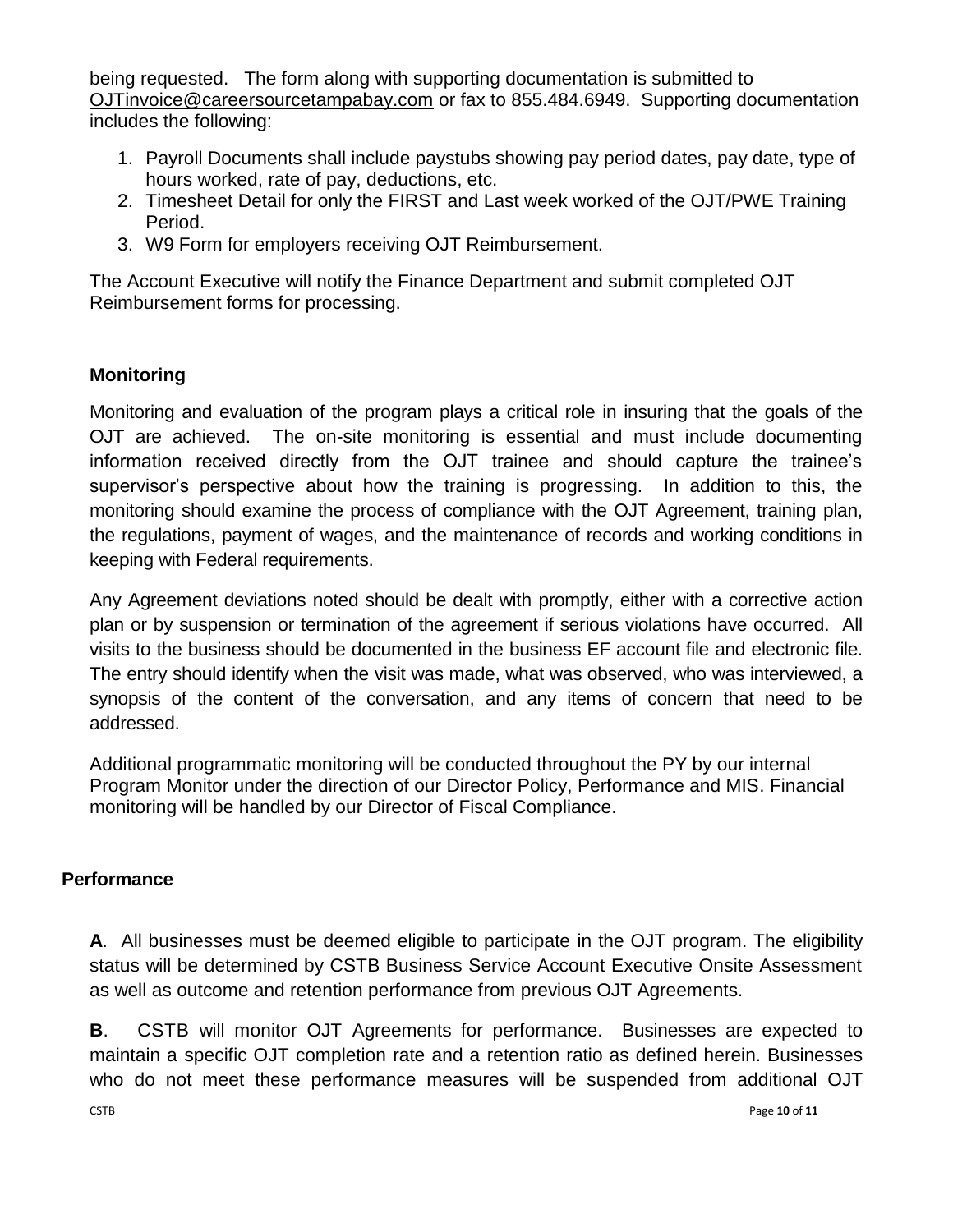being requested. The form along with supporting documentation is submitted to OJTinvoice@careersourcetampabay.com or fax to 855.484.6949. Supporting documentation includes the following:

1. Payroll Documents shall include paystubs showing pay period dates, pay date, type of hours worked, rate of pay, deductions, etc.
2. Timesheet Detail for only the FIRST and Last week worked of the OJT/PWE Training Period.
3. W9 Form for employers receiving OJT Reimbursement.

The Account Executive will notify the Finance Department and submit completed OJT Reimbursement forms for processing.

### Monitoring

Monitoring and evaluation of the program plays a critical role in insuring that the goals of the OJT are achieved. The on-site monitoring is essential and must include documenting information received directly from the OJT trainee and should capture the trainee's supervisor's perspective about how the training is progressing. In addition to this, the monitoring should examine the process of compliance with the OJT Agreement, training plan, the regulations, payment of wages, and the maintenance of records and working conditions in keeping with Federal requirements.

Any Agreement deviations noted should be dealt with promptly, either with a corrective action plan or by suspension or termination of the agreement if serious violations have occurred. All visits to the business should be documented in the business EF account file and electronic file. The entry should identify when the visit was made, what was observed, who was interviewed, a synopsis of the content of the conversation, and any items of concern that need to be addressed.

Additional programmatic monitoring will be conducted throughout the PY by our internal Program Monitor under the direction of our Director Policy, Performance and MIS. Financial monitoring will be handled by our Director of Fiscal Compliance.

### Performance

**A**. All businesses must be deemed eligible to participate in the OJT program. The eligibility status will be determined by CSTB Business Service Account Executive Onsite Assessment as well as outcome and retention performance from previous OJT Agreements.

**B**. CSTB will monitor OJT Agreements for performance. Businesses are expected to maintain a specific OJT completion rate and a retention ratio as defined herein. Businesses who do not meet these performance measures will be suspended from additional OJT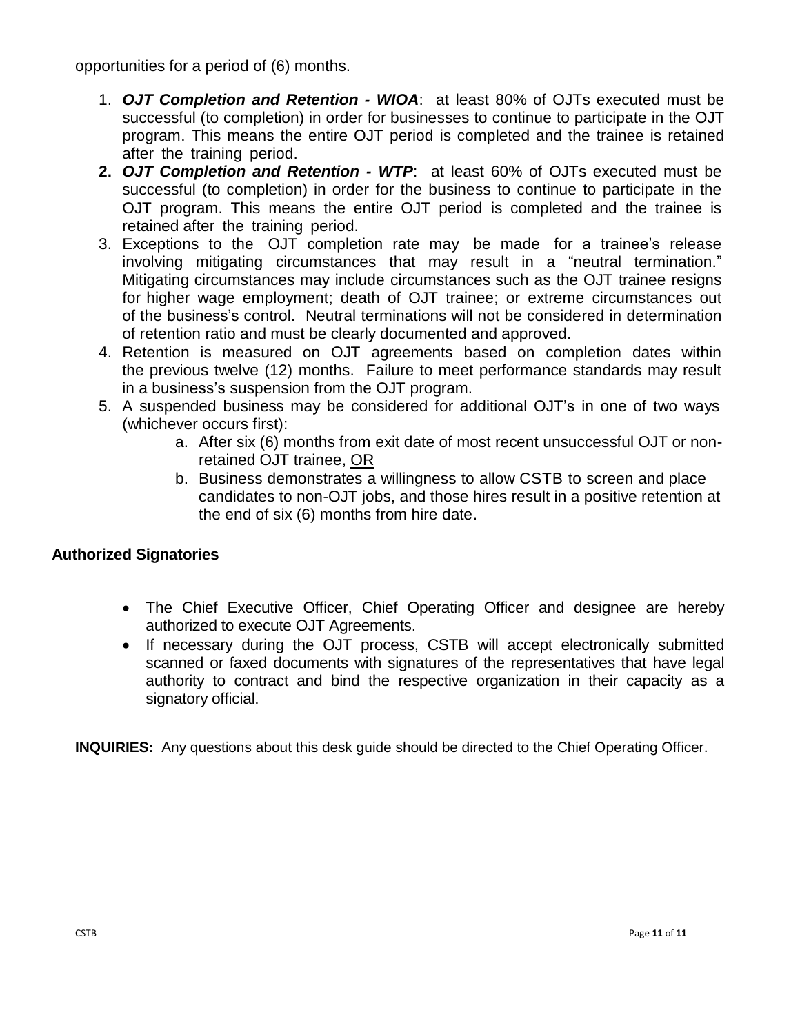opportunities for a period of (6) months.

1. ***OJT Completion and Retention - WIOA***: at least 80% of OJTs executed must be successful (to completion) in order for businesses to continue to participate in the OJT program. This means the entire OJT period is completed and the trainee is retained after the training period.
2. ***OJT Completion and Retention - WTP***: at least 60% of OJTs executed must be successful (to completion) in order for the business to continue to participate in the OJT program. This means the entire OJT period is completed and the trainee is retained after the training period.
3. Exceptions to the OJT completion rate may be made for a trainee's release involving mitigating circumstances that may result in a "neutral termination." Mitigating circumstances may include circumstances such as the OJT trainee resigns for higher wage employment; death of OJT trainee; or extreme circumstances out of the business's control. Neutral terminations will not be considered in determination of retention ratio and must be clearly documented and approved.
4. Retention is measured on OJT agreements based on completion dates within the previous twelve (12) months. Failure to meet performance standards may result in a business's suspension from the OJT program.
5. A suspended business may be considered for additional OJT's in one of two ways (whichever occurs first):
    a. After six (6) months from exit date of most recent unsuccessful OJT or non-retained OJT trainee, <u>OR</u>
    b. Business demonstrates a willingness to allow CSTB to screen and place candidates to non-OJT jobs, and those hires result in a positive retention at the end of six (6) months from hire date.

## Authorized Signatories

- The Chief Executive Officer, Chief Operating Officer and designee are hereby authorized to execute OJT Agreements.
- If necessary during the OJT process, CSTB will accept electronically submitted scanned or faxed documents with signatures of the representatives that have legal authority to contract and bind the respective organization in their capacity as a signatory official.

**INQUIRIES:** Any questions about this desk guide should be directed to the Chief Operating Officer.